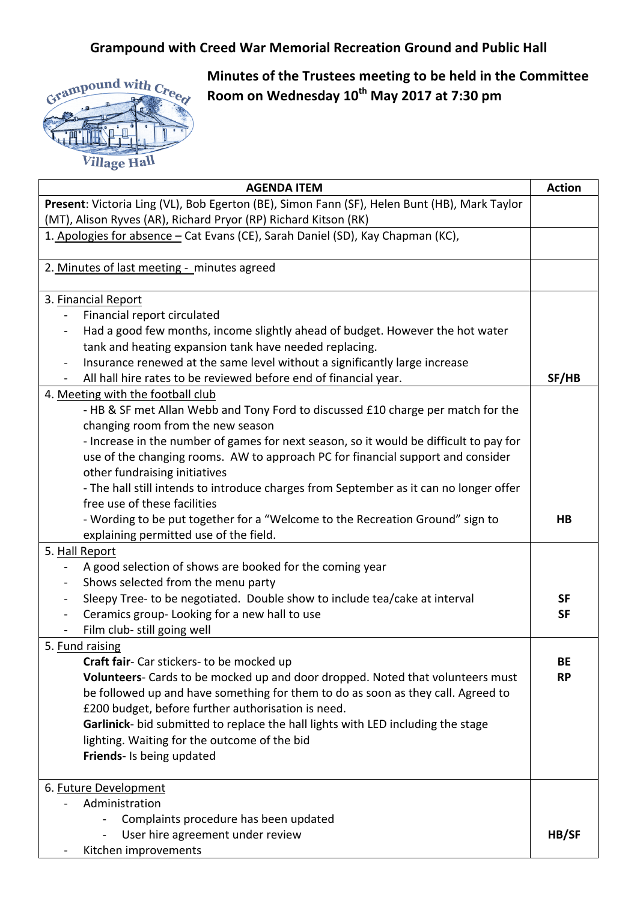# Grampound with Creed War Memorial Recreation Ground and Public Hall

## Minutes of the Trustees meeting to be held in the Committee Room on Wednesday 10th May 2017 at 7:30 pm

| AGENDA ITEM | Action |
|---|---|
| **Present**: Victoria Ling (VL), Bob Egerton (BE), Simon Fann (SF), Helen Bunt (HB), Mark Taylor (MT), Alison Ryves (AR), Richard Pryor (RP) Richard Kitson (RK) | |
| 1. Apologies for absence – Cat Evans (CE), Sarah Daniel (SD), Kay Chapman (KC), | |
| 2. Minutes of last meeting - minutes agreed | |
| 3. Financial Report<br>- Financial report circulated<br>- Had a good few months, income slightly ahead of budget. However the hot water tank and heating expansion tank have needed replacing.<br>- Insurance renewed at the same level without a significantly large increase<br>- All hall hire rates to be reviewed before end of financial year. | **SF/HB** |
| 4. Meeting with the football club<br>- HB & SF met Allan Webb and Tony Ford to discussed £10 charge per match for the changing room from the new season<br>- Increase in the number of games for next season, so it would be difficult to pay for use of the changing rooms. AW to approach PC for financial support and consider other fundraising initiatives<br>- The hall still intends to introduce charges from September as it can no longer offer free use of these facilities<br>- Wording to be put together for a "Welcome to the Recreation Ground" sign to explaining permitted use of the field. | **HB** |
| 5. Hall Report<br>- A good selection of shows are booked for the coming year<br>- Shows selected from the menu party<br>- Sleepy Tree- to be negotiated. Double show to include tea/cake at interval<br>- Ceramics group- Looking for a new hall to use<br>- Film club- still going well | **SF**<br>**SF** |
| 5. Fund raising<br>**Craft fair**- Car stickers- to be mocked up<br>**Volunteers**- Cards to be mocked up and door dropped. Noted that volunteers must be followed up and have something for them to do as soon as they call. Agreed to £200 budget, before further authorisation is need.<br>**Garlinick**- bid submitted to replace the hall lights with LED including the stage lighting. Waiting for the outcome of the bid<br>**Friends**- Is being updated | **BE**<br>**RP** |
| 6. Future Development<br>- Administration<br>  - Complaints procedure has been updated<br>  - User hire agreement under review<br>- Kitchen improvements | **HB/SF** |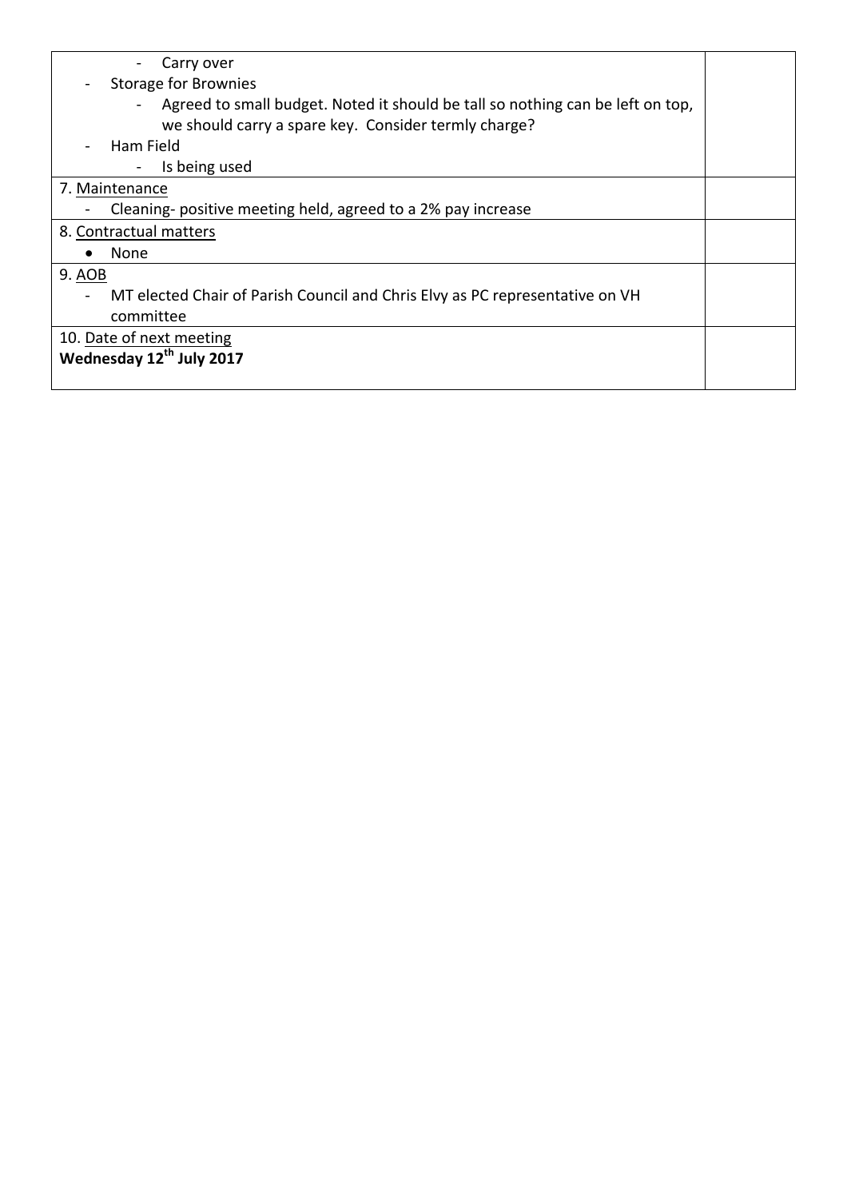| | |
|---|---|
| - Carry over<br>- Storage for Brownies<br>  - Agreed to small budget. Noted it should be tall so nothing can be left on top, we should carry a spare key. Consider termly charge?<br>- Ham Field<br>  - Is being used | |
| 7. <u>Maintenance</u><br>- Cleaning- positive meeting held, agreed to a 2% pay increase | |
| 8. <u>Contractual matters</u><br>• None | |
| 9. <u>AOB</u><br>- MT elected Chair of Parish Council and Chris Elvy as PC representative on VH committee | |
| 10. <u>Date of next meeting</u><br>**Wednesday 12th July 2017** | |